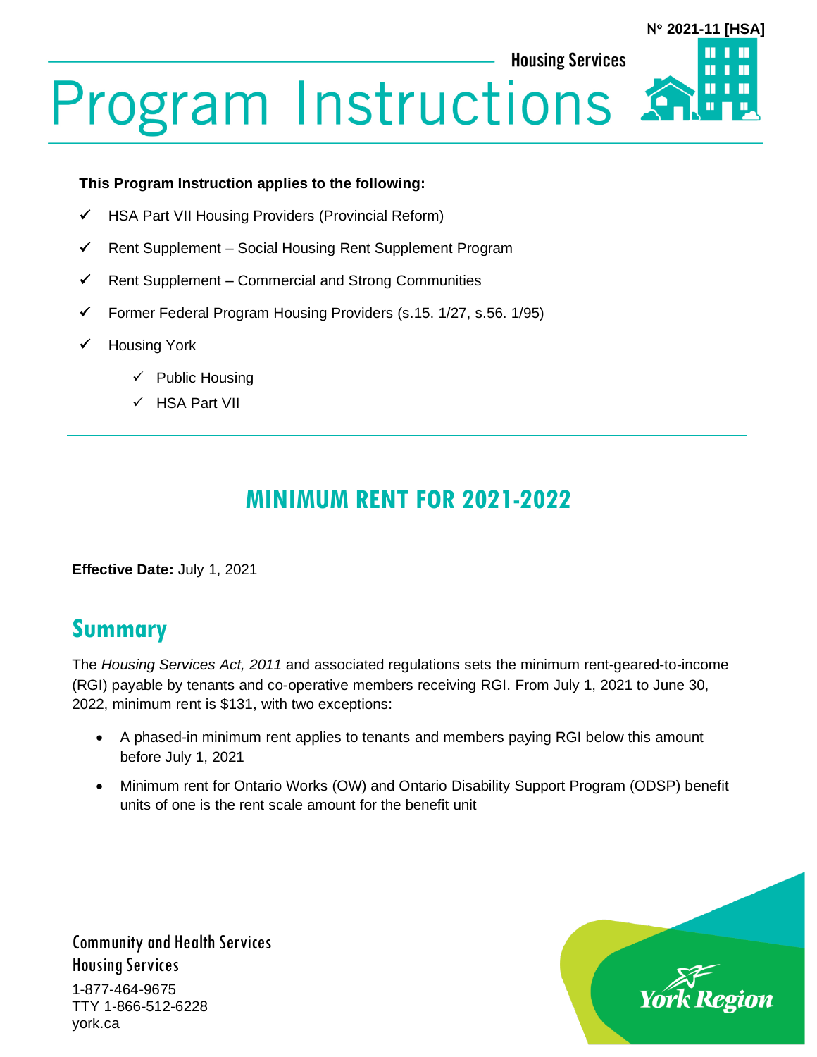N° 2021-11 [HSA]

Housing Services

# Program Instructions

**This Program Instruction applies to the following:**

- ✓ HSA Part VII Housing Providers (Provincial Reform)
- ✓ Rent Supplement – Social Housing Rent Supplement Program
- ✓ Rent Supplement – Commercial and Strong Communities
- ✓ Former Federal Program Housing Providers (s.15. 1/27, s.56. 1/95)
- ✓ Housing York
  - ✓ Public Housing
  - ✓ HSA Part VII

## MINIMUM RENT FOR 2021-2022

**Effective Date:** July 1, 2021

## Summary

The *Housing Services Act, 2011* and associated regulations sets the minimum rent-geared-to-income (RGI) payable by tenants and co-operative members receiving RGI. From July 1, 2021 to June 30, 2022, minimum rent is $131, with two exceptions:

- A phased-in minimum rent applies to tenants and members paying RGI below this amount before July 1, 2021
- Minimum rent for Ontario Works (OW) and Ontario Disability Support Program (ODSP) benefit units of one is the rent scale amount for the benefit unit

Community and Health Services
Housing Services
1-877-464-9675
TTY 1-866-512-6228
york.ca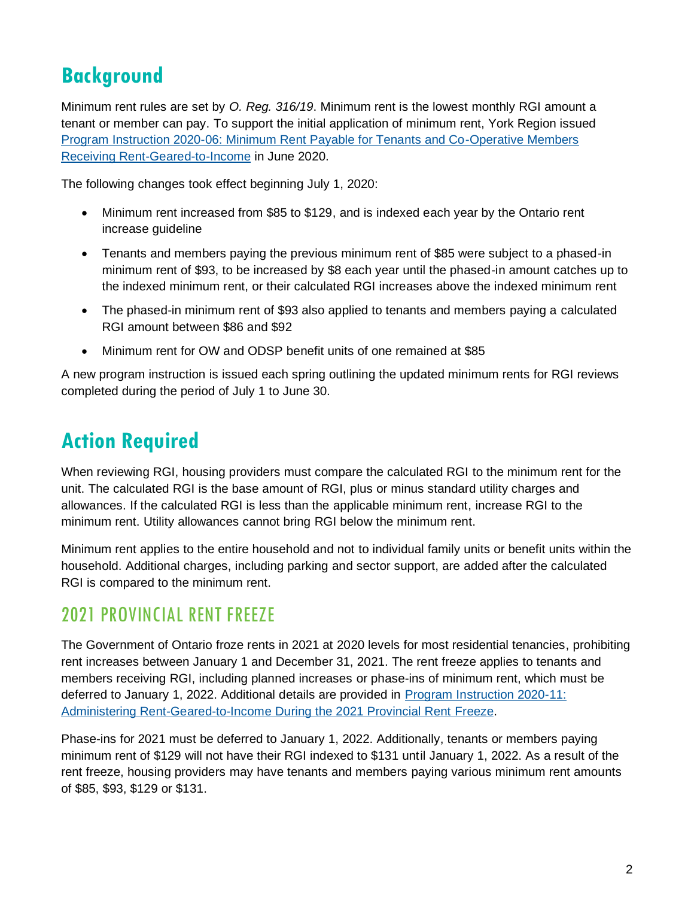## Background

Minimum rent rules are set by *O. Reg. 316/19*. Minimum rent is the lowest monthly RGI amount a tenant or member can pay. To support the initial application of minimum rent, York Region issued [Program Instruction 2020-06: Minimum Rent Payable for Tenants and Co-Operative Members Receiving Rent-Geared-to-Income]() in June 2020.

The following changes took effect beginning July 1, 2020:

- Minimum rent increased from $85 to $129, and is indexed each year by the Ontario rent increase guideline
- Tenants and members paying the previous minimum rent of $85 were subject to a phased-in minimum rent of $93, to be increased by $8 each year until the phased-in amount catches up to the indexed minimum rent, or their calculated RGI increases above the indexed minimum rent
- The phased-in minimum rent of $93 also applied to tenants and members paying a calculated RGI amount between $86 and $92
- Minimum rent for OW and ODSP benefit units of one remained at $85

A new program instruction is issued each spring outlining the updated minimum rents for RGI reviews completed during the period of July 1 to June 30.

## Action Required

When reviewing RGI, housing providers must compare the calculated RGI to the minimum rent for the unit. The calculated RGI is the base amount of RGI, plus or minus standard utility charges and allowances. If the calculated RGI is less than the applicable minimum rent, increase RGI to the minimum rent. Utility allowances cannot bring RGI below the minimum rent.

Minimum rent applies to the entire household and not to individual family units or benefit units within the household. Additional charges, including parking and sector support, are added after the calculated RGI is compared to the minimum rent.

### 2021 PROVINCIAL RENT FREEZE

The Government of Ontario froze rents in 2021 at 2020 levels for most residential tenancies, prohibiting rent increases between January 1 and December 31, 2021. The rent freeze applies to tenants and members receiving RGI, including planned increases or phase-ins of minimum rent, which must be deferred to January 1, 2022. Additional details are provided in [Program Instruction 2020-11: Administering Rent-Geared-to-Income During the 2021 Provincial Rent Freeze]().

Phase-ins for 2021 must be deferred to January 1, 2022. Additionally, tenants or members paying minimum rent of $129 will not have their RGI indexed to $131 until January 1, 2022. As a result of the rent freeze, housing providers may have tenants and members paying various minimum rent amounts of $85, $93, $129 or $131.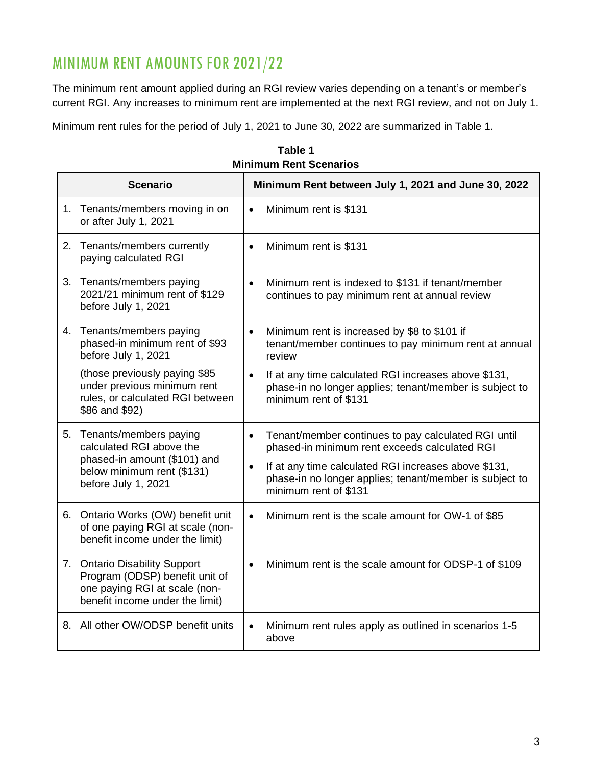# MINIMUM RENT AMOUNTS FOR 2021/22

The minimum rent amount applied during an RGI review varies depending on a tenant's or member's current RGI. Any increases to minimum rent are implemented at the next RGI review, and not on July 1.

Minimum rent rules for the period of July 1, 2021 to June 30, 2022 are summarized in Table 1.

**Table 1**
**Minimum Rent Scenarios**

| Scenario | Minimum Rent between July 1, 2021 and June 30, 2022 |
|---|---|
| 1. Tenants/members moving in on or after July 1, 2021 | • Minimum rent is $131 |
| 2. Tenants/members currently paying calculated RGI | • Minimum rent is $131 |
| 3. Tenants/members paying 2021/21 minimum rent of $129 before July 1, 2021 | • Minimum rent is indexed to $131 if tenant/member continues to pay minimum rent at annual review |
| 4. Tenants/members paying phased-in minimum rent of $93 before July 1, 2021<br><br>(those previously paying $85 under previous minimum rent rules, or calculated RGI between $86 and $92) | • Minimum rent is increased by $8 to $101 if tenant/member continues to pay minimum rent at annual review<br>• If at any time calculated RGI increases above $131, phase-in no longer applies; tenant/member is subject to minimum rent of $131 |
| 5. Tenants/members paying calculated RGI above the phased-in amount ($101) and below minimum rent ($131) before July 1, 2021 | • Tenant/member continues to pay calculated RGI until phased-in minimum rent exceeds calculated RGI<br>• If at any time calculated RGI increases above $131, phase-in no longer applies; tenant/member is subject to minimum rent of $131 |
| 6. Ontario Works (OW) benefit unit of one paying RGI at scale (non-benefit income under the limit) | • Minimum rent is the scale amount for OW-1 of $85 |
| 7. Ontario Disability Support Program (ODSP) benefit unit of one paying RGI at scale (non-benefit income under the limit) | • Minimum rent is the scale amount for ODSP-1 of $109 |
| 8. All other OW/ODSP benefit units | • Minimum rent rules apply as outlined in scenarios 1-5 above |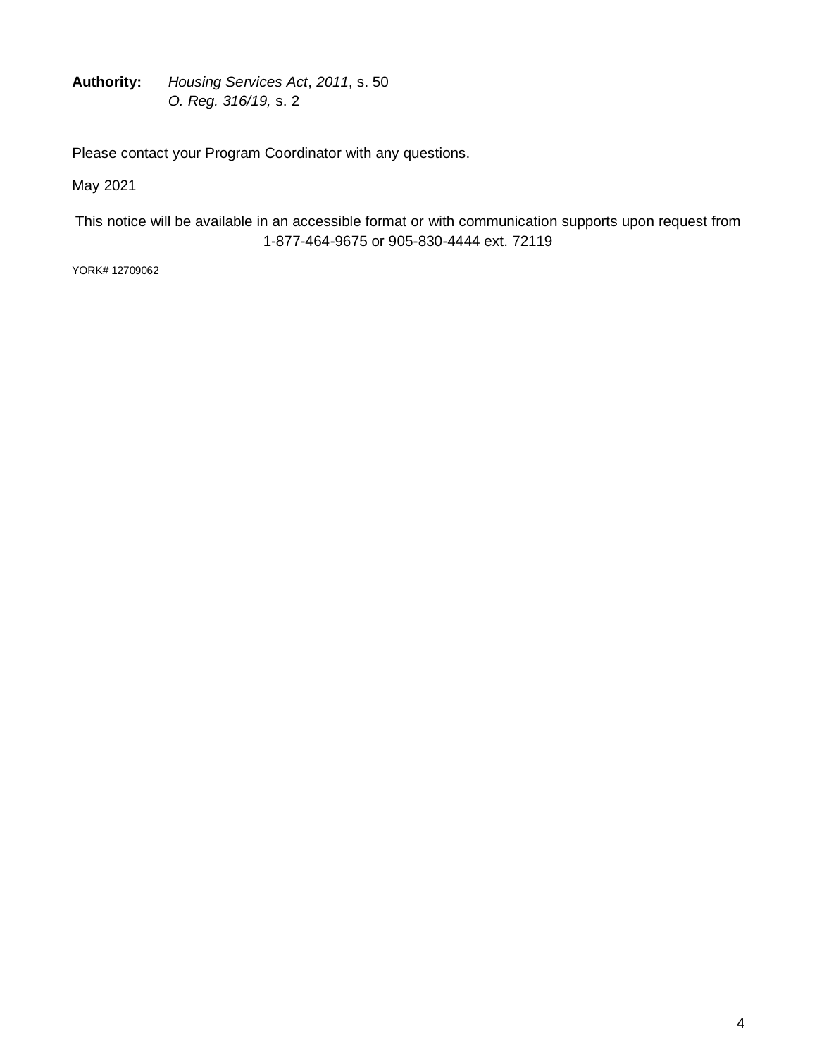**Authority:** *Housing Services Act*, *2011*, s. 50
*O. Reg. 316/19,* s. 2

Please contact your Program Coordinator with any questions.

May 2021

This notice will be available in an accessible format or with communication supports upon request from 1-877-464-9675 or 905-830-4444 ext. 72119

YORK# 12709062